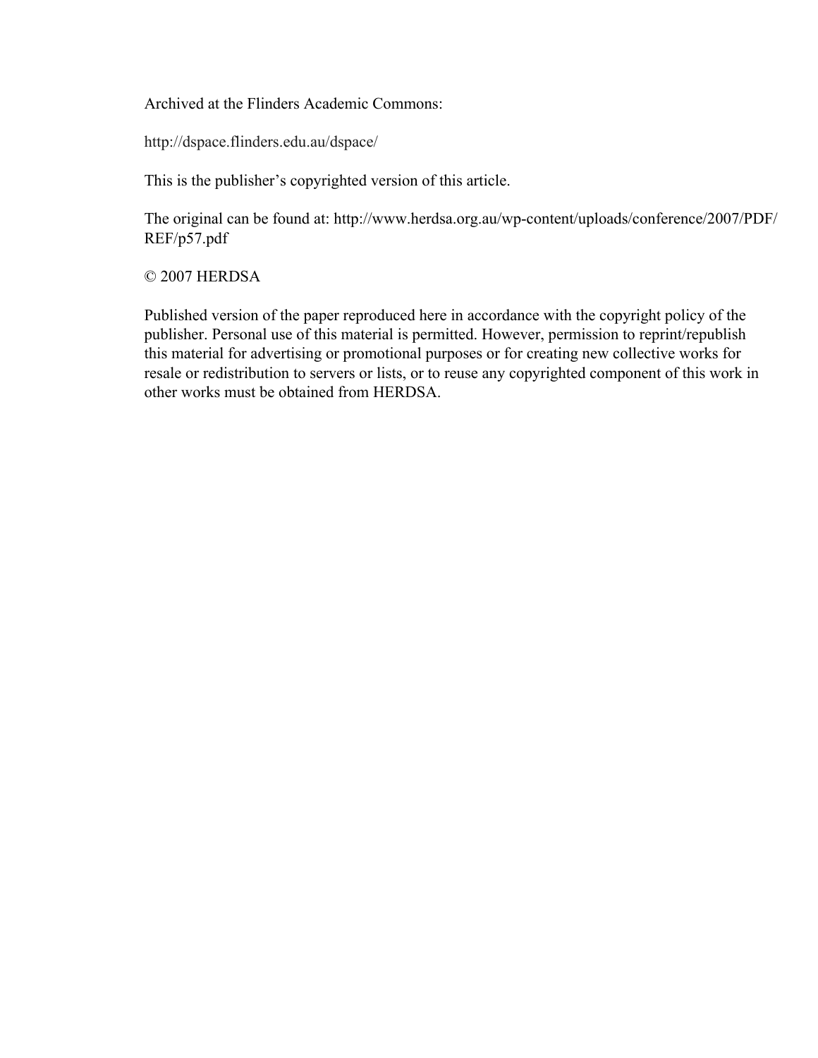Archived at the Flinders Academic Commons:

http://dspace.flinders.edu.au/dspace/

This is the publisher's copyrighted version of this article.

The original can be found at: http://www.herdsa.org.au/wp-content/uploads/conference/2007/PDF/REF/p57.pdf

© 2007 HERDSA

Published version of the paper reproduced here in accordance with the copyright policy of the publisher. Personal use of this material is permitted. However, permission to reprint/republish this material for advertising or promotional purposes or for creating new collective works for resale or redistribution to servers or lists, or to reuse any copyrighted component of this work in other works must be obtained from HERDSA.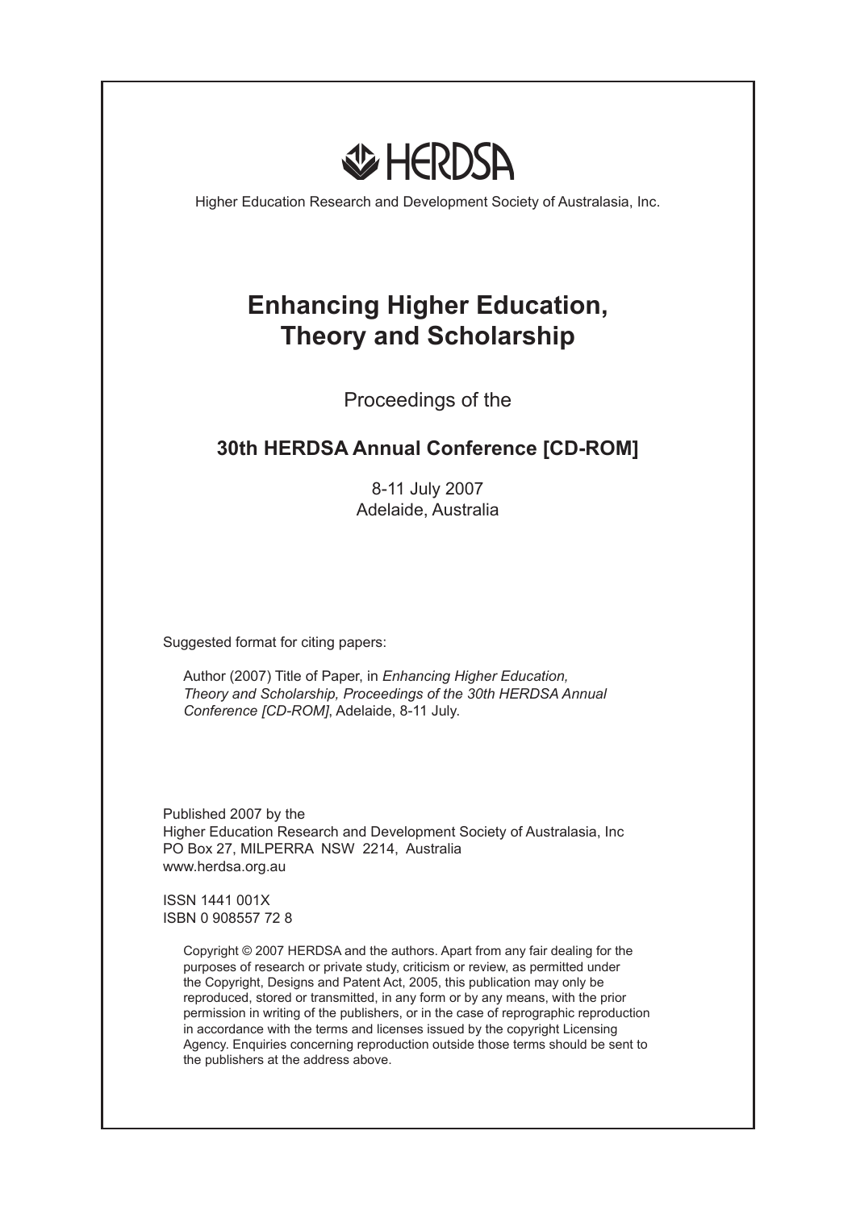HERDSA

Higher Education Research and Development Society of Australasia, Inc.

# Enhancing Higher Education, Theory and Scholarship

Proceedings of the

## 30th HERDSA Annual Conference [CD-ROM]

8-11 July 2007
Adelaide, Australia

Suggested format for citing papers:

Author (2007) Title of Paper, in *Enhancing Higher Education, Theory and Scholarship, Proceedings of the 30th HERDSA Annual Conference [CD-ROM]*, Adelaide, 8-11 July.

Published 2007 by the
Higher Education Research and Development Society of Australasia, Inc
PO Box 27, MILPERRA NSW 2214, Australia
www.herdsa.org.au

ISSN 1441 001X
ISBN 0 908557 72 8

Copyright © 2007 HERDSA and the authors. Apart from any fair dealing for the purposes of research or private study, criticism or review, as permitted under the Copyright, Designs and Patent Act, 2005, this publication may only be reproduced, stored or transmitted, in any form or by any means, with the prior permission in writing of the publishers, or in the case of reprographic reproduction in accordance with the terms and licenses issued by the copyright Licensing Agency. Enquiries concerning reproduction outside those terms should be sent to the publishers at the address above.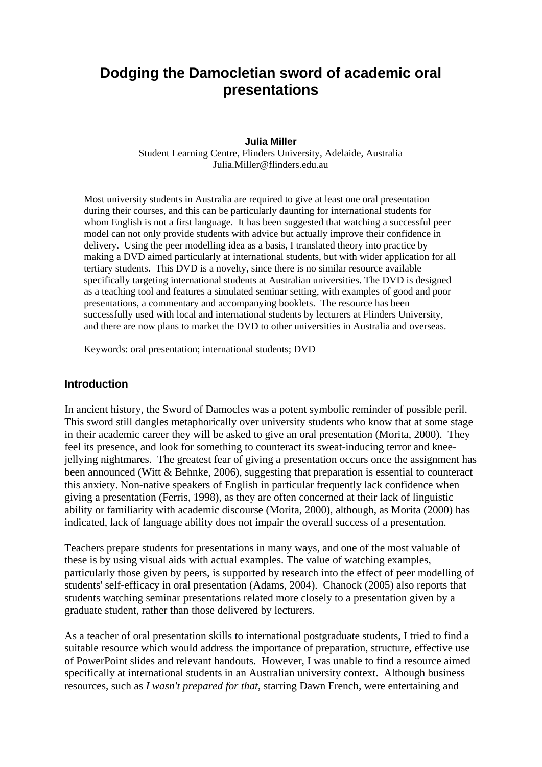# Dodging the Damocletian sword of academic oral presentations

**Julia Miller**
Student Learning Centre, Flinders University, Adelaide, Australia
Julia.Miller@flinders.edu.au

Most university students in Australia are required to give at least one oral presentation during their courses, and this can be particularly daunting for international students for whom English is not a first language. It has been suggested that watching a successful peer model can not only provide students with advice but actually improve their confidence in delivery. Using the peer modelling idea as a basis, I translated theory into practice by making a DVD aimed particularly at international students, but with wider application for all tertiary students. This DVD is a novelty, since there is no similar resource available specifically targeting international students at Australian universities. The DVD is designed as a teaching tool and features a simulated seminar setting, with examples of good and poor presentations, a commentary and accompanying booklets. The resource has been successfully used with local and international students by lecturers at Flinders University, and there are now plans to market the DVD to other universities in Australia and overseas.

Keywords: oral presentation; international students; DVD

## Introduction

In ancient history, the Sword of Damocles was a potent symbolic reminder of possible peril. This sword still dangles metaphorically over university students who know that at some stage in their academic career they will be asked to give an oral presentation (Morita, 2000). They feel its presence, and look for something to counteract its sweat-inducing terror and knee-jellying nightmares. The greatest fear of giving a presentation occurs once the assignment has been announced (Witt & Behnke, 2006), suggesting that preparation is essential to counteract this anxiety. Non-native speakers of English in particular frequently lack confidence when giving a presentation (Ferris, 1998), as they are often concerned at their lack of linguistic ability or familiarity with academic discourse (Morita, 2000), although, as Morita (2000) has indicated, lack of language ability does not impair the overall success of a presentation.

Teachers prepare students for presentations in many ways, and one of the most valuable of these is by using visual aids with actual examples. The value of watching examples, particularly those given by peers, is supported by research into the effect of peer modelling of students' self-efficacy in oral presentation (Adams, 2004). Chanock (2005) also reports that students watching seminar presentations related more closely to a presentation given by a graduate student, rather than those delivered by lecturers.

As a teacher of oral presentation skills to international postgraduate students, I tried to find a suitable resource which would address the importance of preparation, structure, effective use of PowerPoint slides and relevant handouts. However, I was unable to find a resource aimed specifically at international students in an Australian university context. Although business resources, such as *I wasn't prepared for that*, starring Dawn French, were entertaining and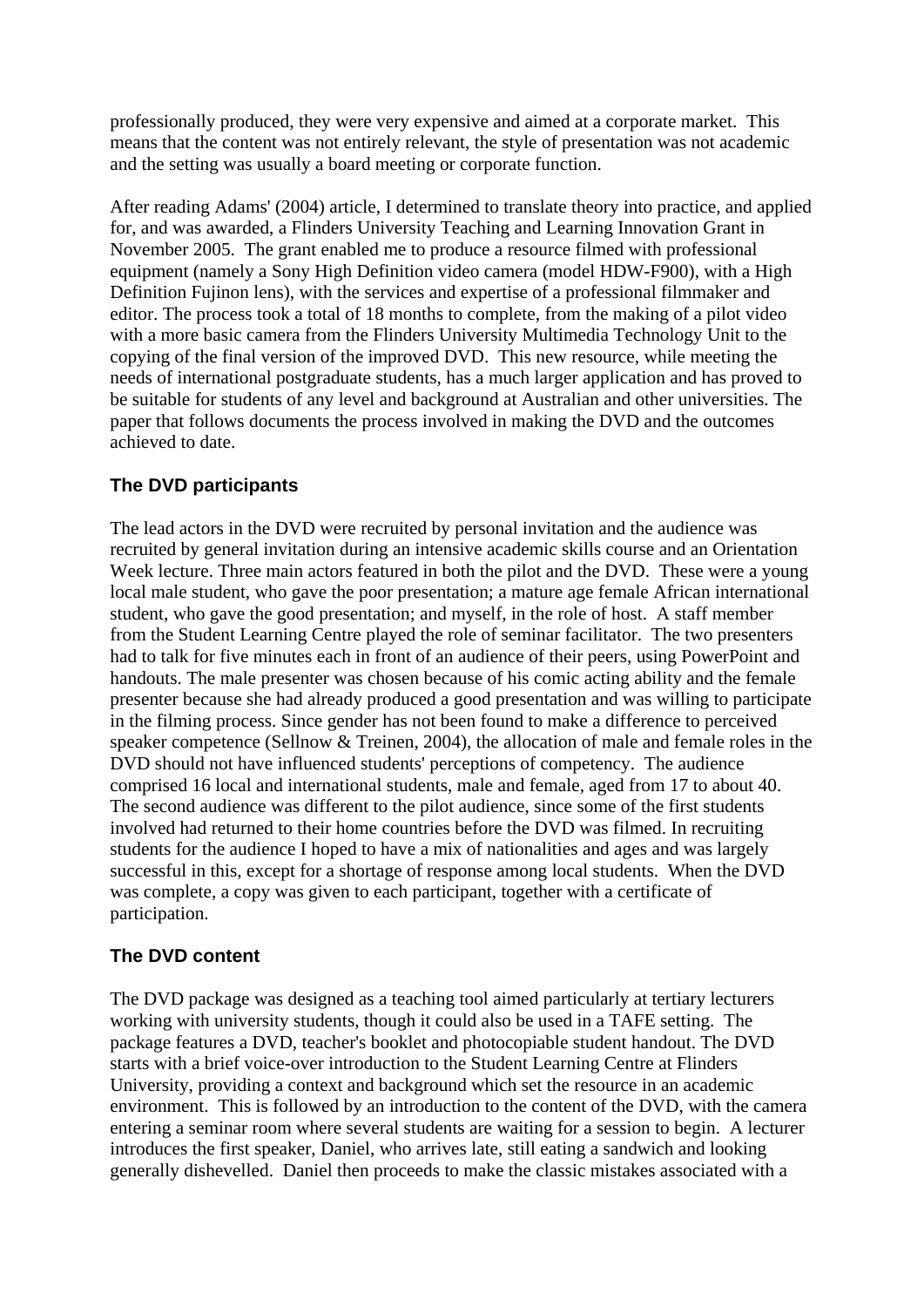professionally produced, they were very expensive and aimed at a corporate market. This means that the content was not entirely relevant, the style of presentation was not academic and the setting was usually a board meeting or corporate function.

After reading Adams' (2004) article, I determined to translate theory into practice, and applied for, and was awarded, a Flinders University Teaching and Learning Innovation Grant in November 2005. The grant enabled me to produce a resource filmed with professional equipment (namely a Sony High Definition video camera (model HDW-F900), with a High Definition Fujinon lens), with the services and expertise of a professional filmmaker and editor. The process took a total of 18 months to complete, from the making of a pilot video with a more basic camera from the Flinders University Multimedia Technology Unit to the copying of the final version of the improved DVD. This new resource, while meeting the needs of international postgraduate students, has a much larger application and has proved to be suitable for students of any level and background at Australian and other universities. The paper that follows documents the process involved in making the DVD and the outcomes achieved to date.

## The DVD participants

The lead actors in the DVD were recruited by personal invitation and the audience was recruited by general invitation during an intensive academic skills course and an Orientation Week lecture. Three main actors featured in both the pilot and the DVD. These were a young local male student, who gave the poor presentation; a mature age female African international student, who gave the good presentation; and myself, in the role of host. A staff member from the Student Learning Centre played the role of seminar facilitator. The two presenters had to talk for five minutes each in front of an audience of their peers, using PowerPoint and handouts. The male presenter was chosen because of his comic acting ability and the female presenter because she had already produced a good presentation and was willing to participate in the filming process. Since gender has not been found to make a difference to perceived speaker competence (Sellnow & Treinen, 2004), the allocation of male and female roles in the DVD should not have influenced students' perceptions of competency. The audience comprised 16 local and international students, male and female, aged from 17 to about 40. The second audience was different to the pilot audience, since some of the first students involved had returned to their home countries before the DVD was filmed. In recruiting students for the audience I hoped to have a mix of nationalities and ages and was largely successful in this, except for a shortage of response among local students. When the DVD was complete, a copy was given to each participant, together with a certificate of participation.

## The DVD content

The DVD package was designed as a teaching tool aimed particularly at tertiary lecturers working with university students, though it could also be used in a TAFE setting. The package features a DVD, teacher's booklet and photocopiable student handout. The DVD starts with a brief voice-over introduction to the Student Learning Centre at Flinders University, providing a context and background which set the resource in an academic environment. This is followed by an introduction to the content of the DVD, with the camera entering a seminar room where several students are waiting for a session to begin. A lecturer introduces the first speaker, Daniel, who arrives late, still eating a sandwich and looking generally dishevelled. Daniel then proceeds to make the classic mistakes associated with a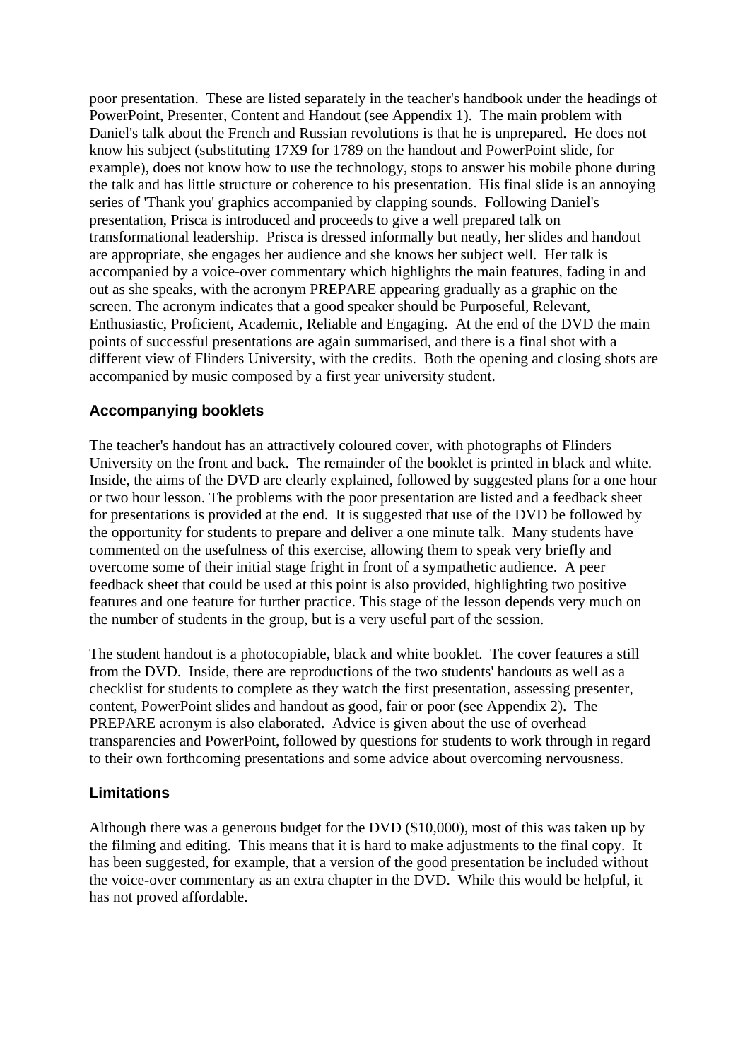poor presentation. These are listed separately in the teacher's handbook under the headings of PowerPoint, Presenter, Content and Handout (see Appendix 1). The main problem with Daniel's talk about the French and Russian revolutions is that he is unprepared. He does not know his subject (substituting 17X9 for 1789 on the handout and PowerPoint slide, for example), does not know how to use the technology, stops to answer his mobile phone during the talk and has little structure or coherence to his presentation. His final slide is an annoying series of 'Thank you' graphics accompanied by clapping sounds. Following Daniel's presentation, Prisca is introduced and proceeds to give a well prepared talk on transformational leadership. Prisca is dressed informally but neatly, her slides and handout are appropriate, she engages her audience and she knows her subject well. Her talk is accompanied by a voice-over commentary which highlights the main features, fading in and out as she speaks, with the acronym PREPARE appearing gradually as a graphic on the screen. The acronym indicates that a good speaker should be Purposeful, Relevant, Enthusiastic, Proficient, Academic, Reliable and Engaging. At the end of the DVD the main points of successful presentations are again summarised, and there is a final shot with a different view of Flinders University, with the credits. Both the opening and closing shots are accompanied by music composed by a first year university student.

## Accompanying booklets

The teacher's handout has an attractively coloured cover, with photographs of Flinders University on the front and back. The remainder of the booklet is printed in black and white. Inside, the aims of the DVD are clearly explained, followed by suggested plans for a one hour or two hour lesson. The problems with the poor presentation are listed and a feedback sheet for presentations is provided at the end. It is suggested that use of the DVD be followed by the opportunity for students to prepare and deliver a one minute talk. Many students have commented on the usefulness of this exercise, allowing them to speak very briefly and overcome some of their initial stage fright in front of a sympathetic audience. A peer feedback sheet that could be used at this point is also provided, highlighting two positive features and one feature for further practice. This stage of the lesson depends very much on the number of students in the group, but is a very useful part of the session.

The student handout is a photocopiable, black and white booklet. The cover features a still from the DVD. Inside, there are reproductions of the two students' handouts as well as a checklist for students to complete as they watch the first presentation, assessing presenter, content, PowerPoint slides and handout as good, fair or poor (see Appendix 2). The PREPARE acronym is also elaborated. Advice is given about the use of overhead transparencies and PowerPoint, followed by questions for students to work through in regard to their own forthcoming presentations and some advice about overcoming nervousness.

## Limitations

Although there was a generous budget for the DVD ($10,000), most of this was taken up by the filming and editing. This means that it is hard to make adjustments to the final copy. It has been suggested, for example, that a version of the good presentation be included without the voice-over commentary as an extra chapter in the DVD. While this would be helpful, it has not proved affordable.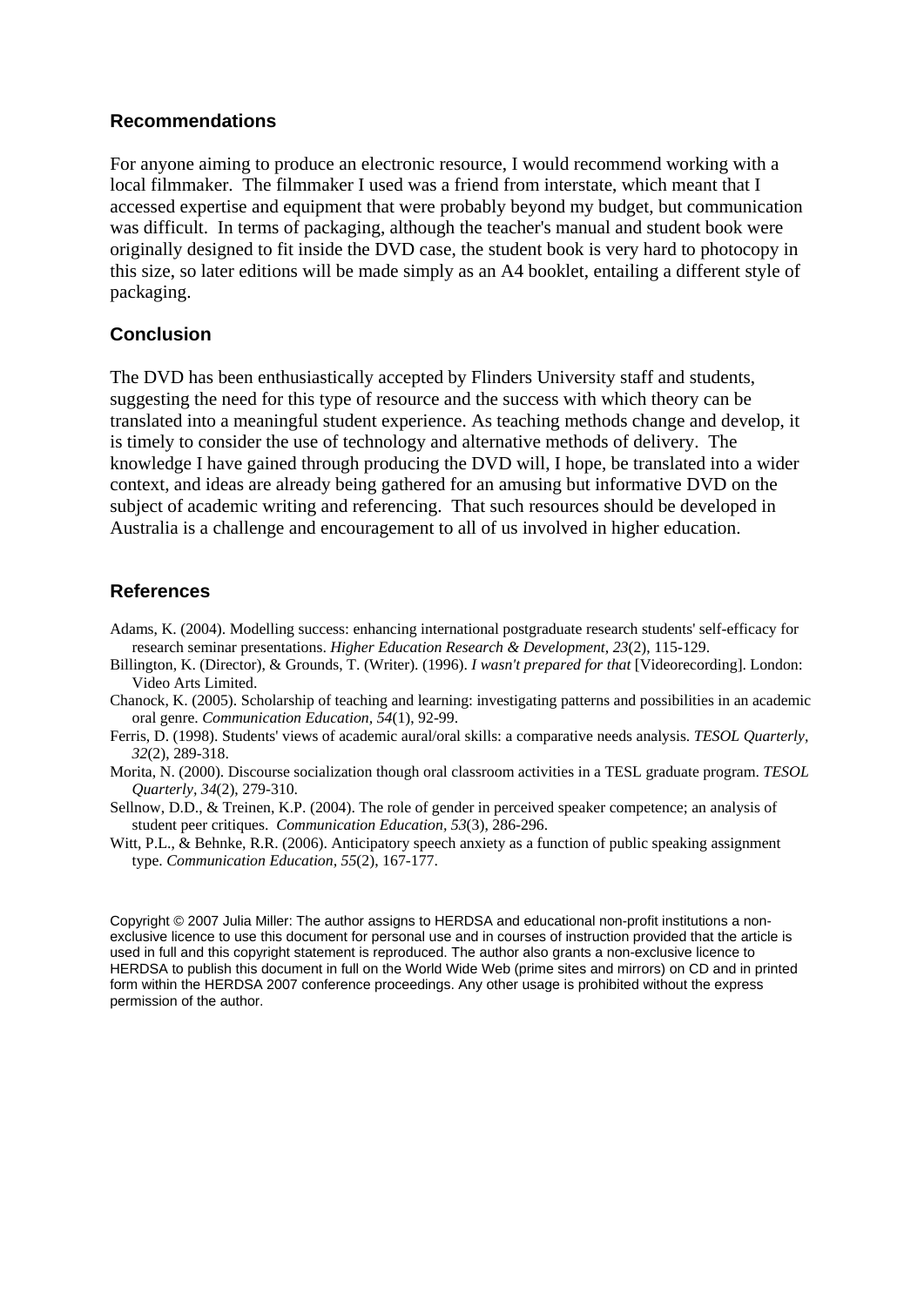## Recommendations

For anyone aiming to produce an electronic resource, I would recommend working with a local filmmaker. The filmmaker I used was a friend from interstate, which meant that I accessed expertise and equipment that were probably beyond my budget, but communication was difficult. In terms of packaging, although the teacher's manual and student book were originally designed to fit inside the DVD case, the student book is very hard to photocopy in this size, so later editions will be made simply as an A4 booklet, entailing a different style of packaging.

## Conclusion

The DVD has been enthusiastically accepted by Flinders University staff and students, suggesting the need for this type of resource and the success with which theory can be translated into a meaningful student experience. As teaching methods change and develop, it is timely to consider the use of technology and alternative methods of delivery. The knowledge I have gained through producing the DVD will, I hope, be translated into a wider context, and ideas are already being gathered for an amusing but informative DVD on the subject of academic writing and referencing. That such resources should be developed in Australia is a challenge and encouragement to all of us involved in higher education.

## References

Adams, K. (2004). Modelling success: enhancing international postgraduate research students' self-efficacy for research seminar presentations. *Higher Education Research & Development*, *23*(2), 115-129.

Billington, K. (Director), & Grounds, T. (Writer). (1996). *I wasn't prepared for that* [Videorecording]. London: Video Arts Limited.

Chanock, K. (2005). Scholarship of teaching and learning: investigating patterns and possibilities in an academic oral genre. *Communication Education, 54*(1), 92-99.

Ferris, D. (1998). Students' views of academic aural/oral skills: a comparative needs analysis. *TESOL Quarterly, 32*(2), 289-318.

Morita, N. (2000). Discourse socialization though oral classroom activities in a TESL graduate program. *TESOL Quarterly, 34*(2), 279-310.

Sellnow, D.D., & Treinen, K.P. (2004). The role of gender in perceived speaker competence; an analysis of student peer critiques. *Communication Education*, *53*(3), 286-296.

Witt, P.L., & Behnke, R.R. (2006). Anticipatory speech anxiety as a function of public speaking assignment type. *Communication Education*, *55*(2), 167-177.

Copyright © 2007 Julia Miller: The author assigns to HERDSA and educational non-profit institutions a non-exclusive licence to use this document for personal use and in courses of instruction provided that the article is used in full and this copyright statement is reproduced. The author also grants a non-exclusive licence to HERDSA to publish this document in full on the World Wide Web (prime sites and mirrors) on CD and in printed form within the HERDSA 2007 conference proceedings. Any other usage is prohibited without the express permission of the author.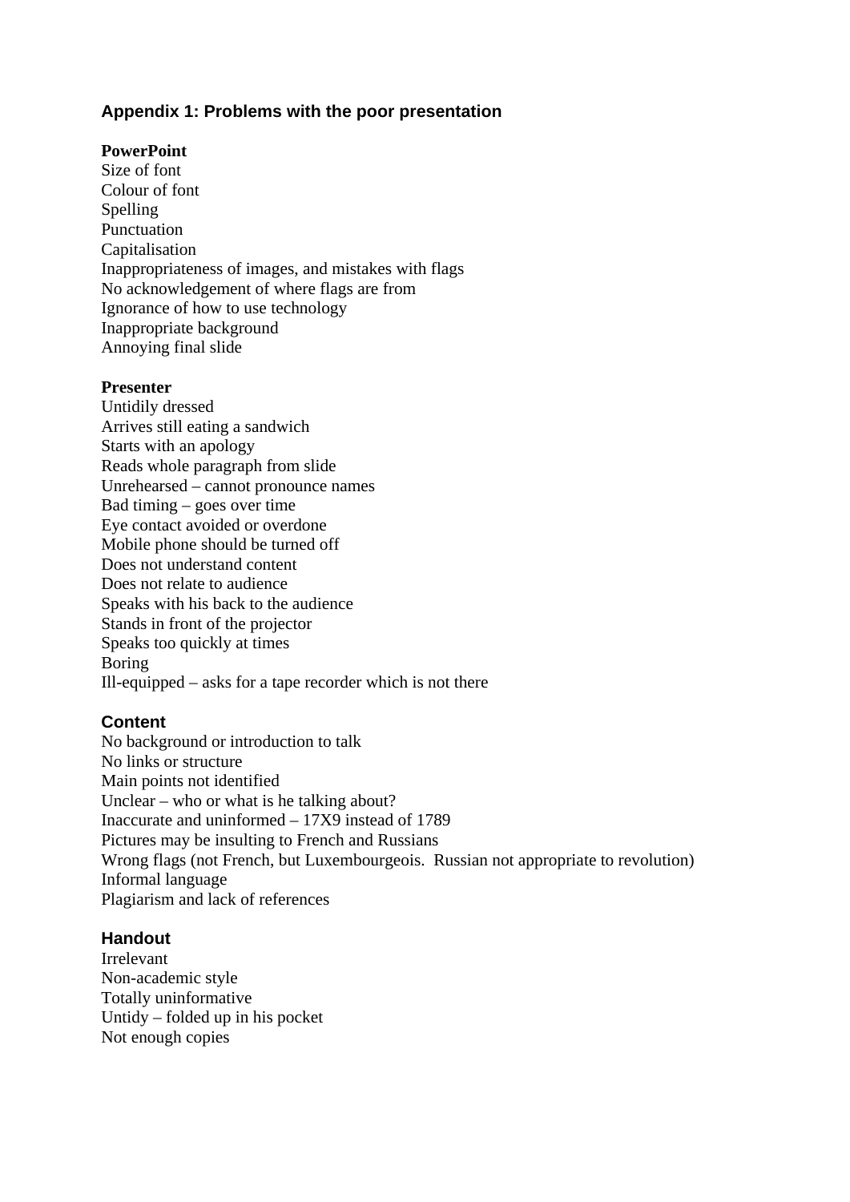## Appendix 1: Problems with the poor presentation

**PowerPoint**

Size of font
Colour of font
Spelling
Punctuation
Capitalisation
Inappropriateness of images, and mistakes with flags
No acknowledgement of where flags are from
Ignorance of how to use technology
Inappropriate background
Annoying final slide

**Presenter**

Untidily dressed
Arrives still eating a sandwich
Starts with an apology
Reads whole paragraph from slide
Unrehearsed – cannot pronounce names
Bad timing – goes over time
Eye contact avoided or overdone
Mobile phone should be turned off
Does not understand content
Does not relate to audience
Speaks with his back to the audience
Stands in front of the projector
Speaks too quickly at times
Boring
Ill-equipped – asks for a tape recorder which is not there

### Content

No background or introduction to talk
No links or structure
Main points not identified
Unclear – who or what is he talking about?
Inaccurate and uninformed – 17X9 instead of 1789
Pictures may be insulting to French and Russians
Wrong flags (not French, but Luxembourgeois. Russian not appropriate to revolution)
Informal language
Plagiarism and lack of references

### Handout

Irrelevant
Non-academic style
Totally uninformative
Untidy – folded up in his pocket
Not enough copies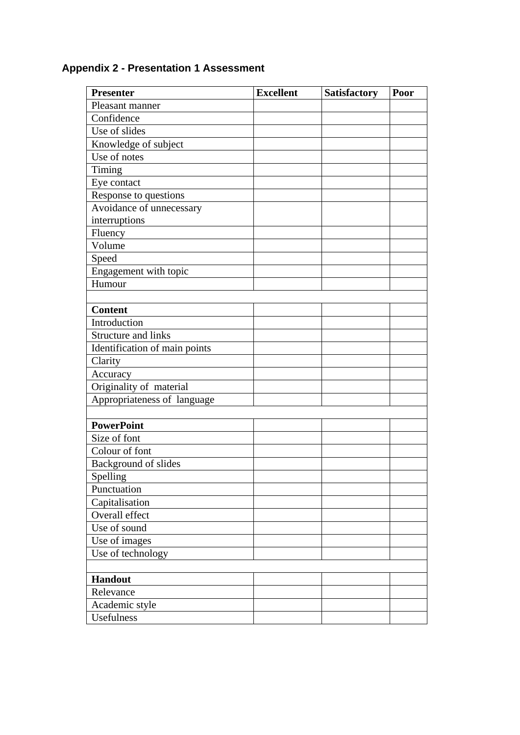## Appendix 2 - Presentation 1 Assessment

| **Presenter** | **Excellent** | **Satisfactory** | **Poor** |
|---|---|---|---|
| Pleasant manner | | | |
| Confidence | | | |
| Use of slides | | | |
| Knowledge of subject | | | |
| Use of notes | | | |
| Timing | | | |
| Eye contact | | | |
| Response to questions | | | |
| Avoidance of unnecessary interruptions | | | |
| Fluency | | | |
| Volume | | | |
| Speed | | | |
| Engagement with topic | | | |
| Humour | | | |
| | | | |
| **Content** | | | |
| Introduction | | | |
| Structure and links | | | |
| Identification of main points | | | |
| Clarity | | | |
| Accuracy | | | |
| Originality of material | | | |
| Appropriateness of language | | | |
| | | | |
| **PowerPoint** | | | |
| Size of font | | | |
| Colour of font | | | |
| Background of slides | | | |
| Spelling | | | |
| Punctuation | | | |
| Capitalisation | | | |
| Overall effect | | | |
| Use of sound | | | |
| Use of images | | | |
| Use of technology | | | |
| | | | |
| **Handout** | | | |
| Relevance | | | |
| Academic style | | | |
| Usefulness | | | |